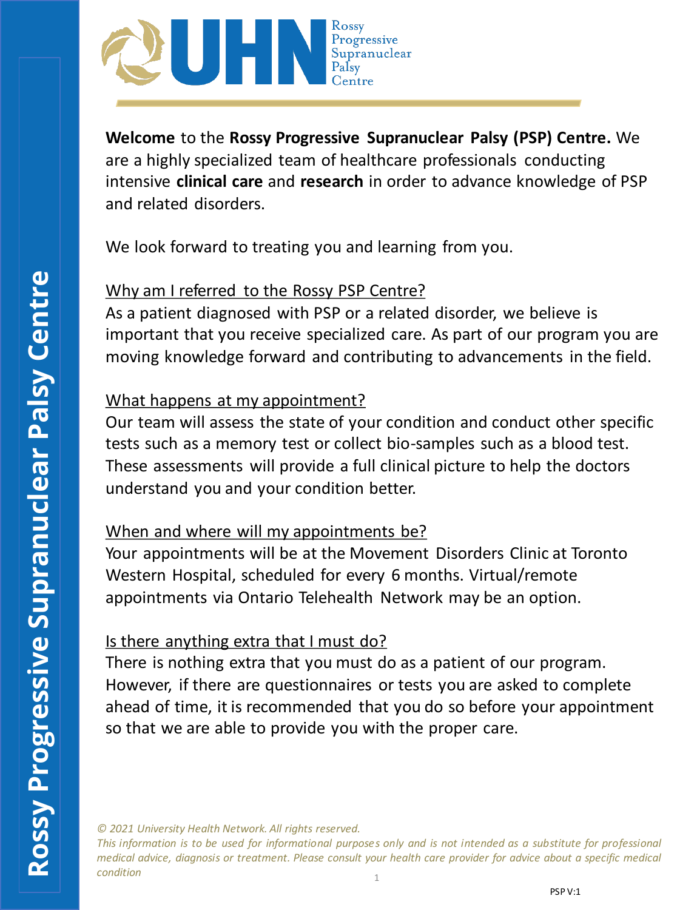UHN Rossy Progressive Supranuclear Palsy Centre

**Welcome** to the **Rossy Progressive Supranuclear Palsy (PSP) Centre.** We are a highly specialized team of healthcare professionals conducting intensive **clinical care** and **research** in order to advance knowledge of PSP and related disorders.

We look forward to treating you and learning from you.

## Why am I referred to the Rossy PSP Centre?

As a patient diagnosed with PSP or a related disorder, we believe is important that you receive specialized care. As part of our program you are moving knowledge forward and contributing to advancements in the field.

## What happens at my appointment?

Our team will assess the state of your condition and conduct other specific tests such as a memory test or collect bio-samples such as a blood test. These assessments will provide a full clinical picture to help the doctors understand you and your condition better.

## When and where will my appointments be?

Your appointments will be at the Movement Disorders Clinic at Toronto Western Hospital, scheduled for every 6 months. Virtual/remote appointments via Ontario Telehealth Network may be an option.

## Is there anything extra that I must do?

There is nothing extra that you must do as a patient of our program. However, if there are questionnaires or tests you are asked to complete ahead of time, it is recommended that you do so before your appointment so that we are able to provide you with the proper care.

*© 2021 University Health Network. All rights reserved.*
*This information is to be used for informational purposes only and is not intended as a substitute for professional medical advice, diagnosis or treatment. Please consult your health care provider for advice about a specific medical condition*

PSP V:1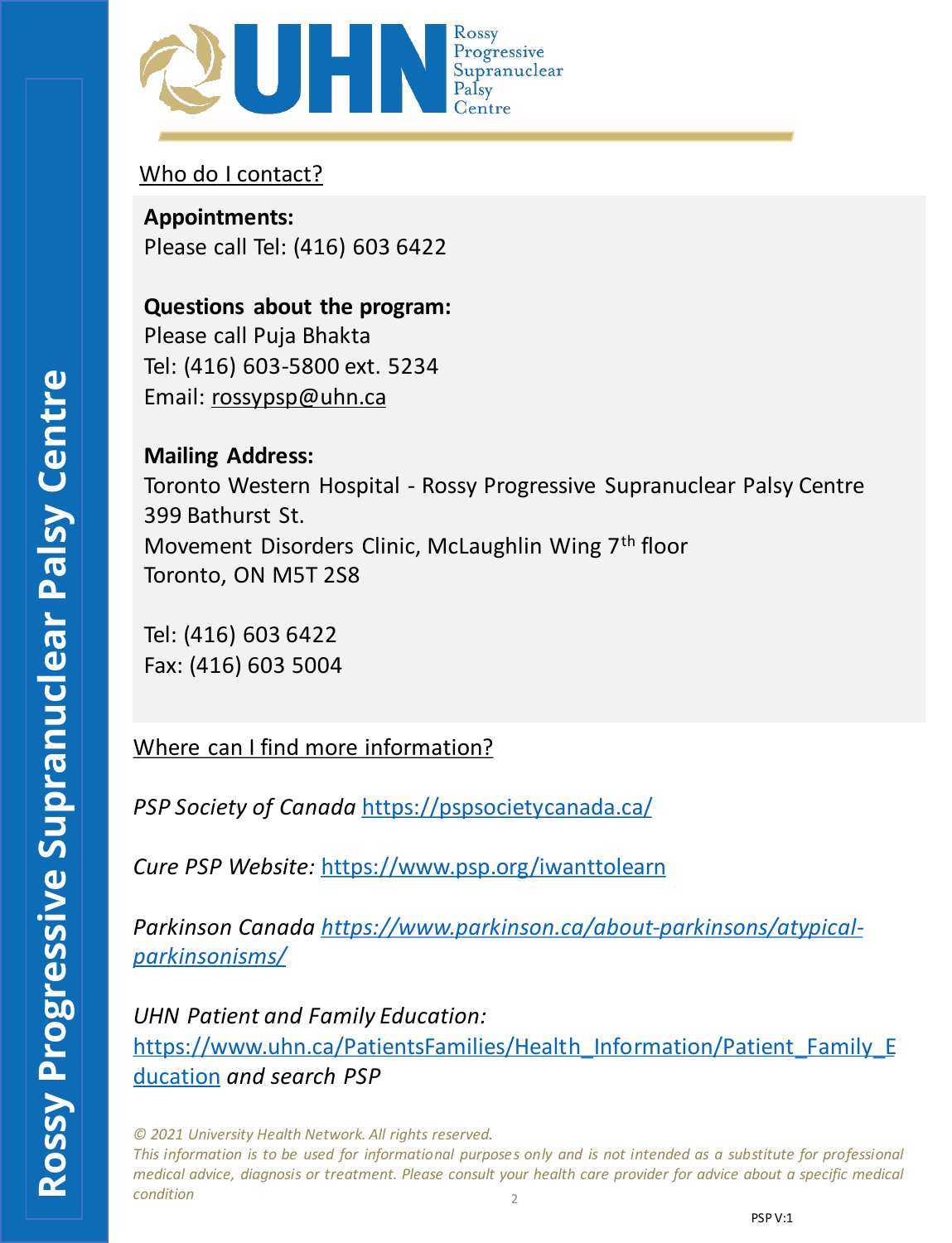## Who do I contact?

**Appointments:**
Please call Tel: (416) 603 6422

**Questions about the program:**
Please call Puja Bhakta
Tel: (416) 603-5800 ext. 5234
Email: rossypsp@uhn.ca

**Mailing Address:**
Toronto Western Hospital - Rossy Progressive Supranuclear Palsy Centre
399 Bathurst St.
Movement Disorders Clinic, McLaughlin Wing 7th floor
Toronto, ON M5T 2S8

Tel: (416) 603 6422
Fax: (416) 603 5004

## Where can I find more information?

*PSP Society of Canada* https://pspsocietycanada.ca/

*Cure PSP Website:* https://www.psp.org/iwanttolearn

*Parkinson Canada* *https://www.parkinson.ca/about-parkinsons/atypical-parkinsonisms/*

*UHN Patient and Family Education:*
https://www.uhn.ca/PatientsFamilies/Health_Information/Patient_Family_Education *and search PSP*

*© 2021 University Health Network. All rights reserved.*
*This information is to be used for informational purposes only and is not intended as a substitute for professional medical advice, diagnosis or treatment. Please consult your health care provider for advice about a specific medical condition*

PSP V:1